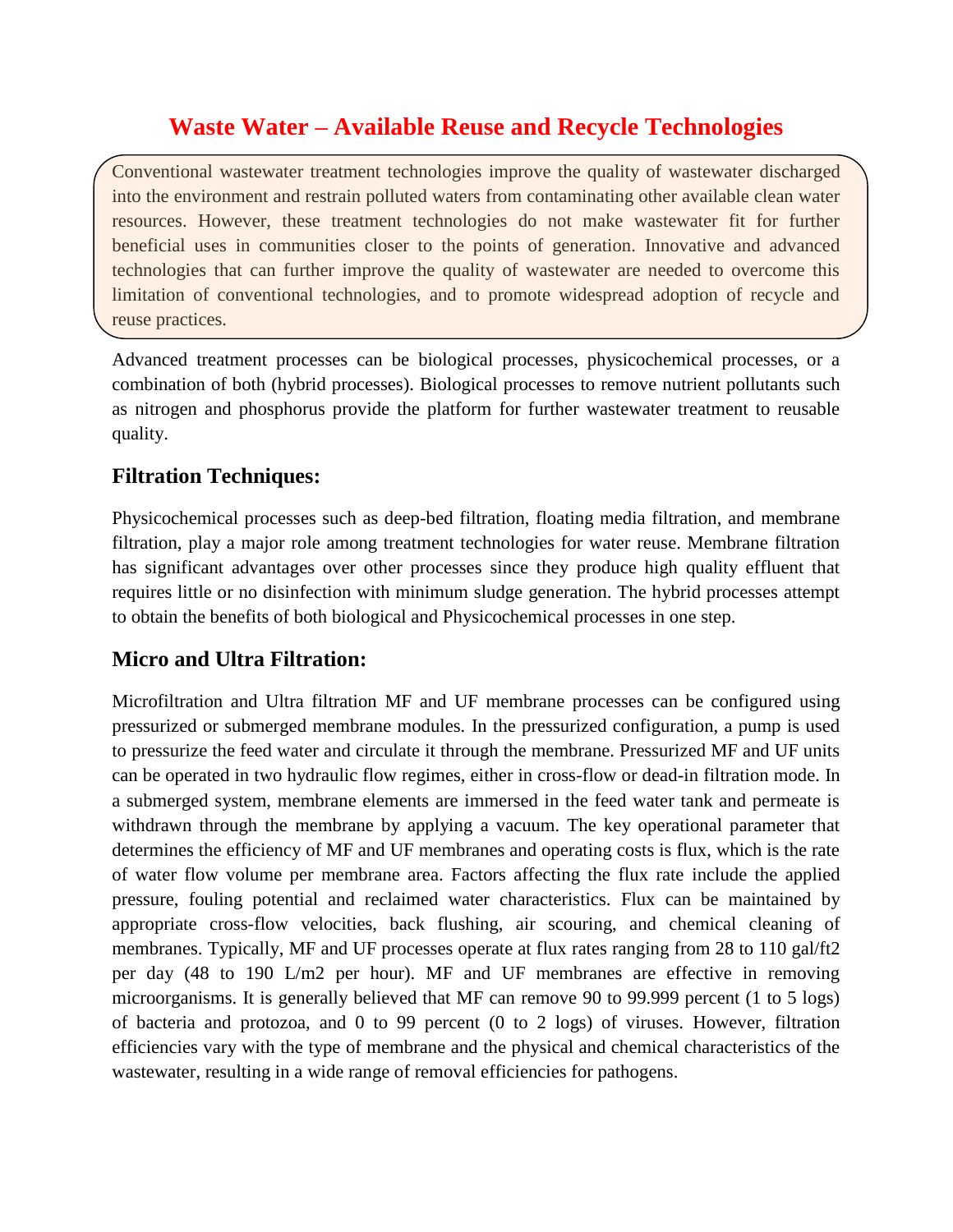# Waste Water – Available Reuse and Recycle Technologies

Conventional wastewater treatment technologies improve the quality of wastewater discharged into the environment and restrain polluted waters from contaminating other available clean water resources. However, these treatment technologies do not make wastewater fit for further beneficial uses in communities closer to the points of generation. Innovative and advanced technologies that can further improve the quality of wastewater are needed to overcome this limitation of conventional technologies, and to promote widespread adoption of recycle and reuse practices.

Advanced treatment processes can be biological processes, physicochemical processes, or a combination of both (hybrid processes). Biological processes to remove nutrient pollutants such as nitrogen and phosphorus provide the platform for further wastewater treatment to reusable quality.

## Filtration Techniques:

Physicochemical processes such as deep-bed filtration, floating media filtration, and membrane filtration, play a major role among treatment technologies for water reuse. Membrane filtration has significant advantages over other processes since they produce high quality effluent that requires little or no disinfection with minimum sludge generation. The hybrid processes attempt to obtain the benefits of both biological and Physicochemical processes in one step.

## Micro and Ultra Filtration:

Microfiltration and Ultra filtration MF and UF membrane processes can be configured using pressurized or submerged membrane modules. In the pressurized configuration, a pump is used to pressurize the feed water and circulate it through the membrane. Pressurized MF and UF units can be operated in two hydraulic flow regimes, either in cross-flow or dead-in filtration mode. In a submerged system, membrane elements are immersed in the feed water tank and permeate is withdrawn through the membrane by applying a vacuum. The key operational parameter that determines the efficiency of MF and UF membranes and operating costs is flux, which is the rate of water flow volume per membrane area. Factors affecting the flux rate include the applied pressure, fouling potential and reclaimed water characteristics. Flux can be maintained by appropriate cross-flow velocities, back flushing, air scouring, and chemical cleaning of membranes. Typically, MF and UF processes operate at flux rates ranging from 28 to 110 gal/ft2 per day (48 to 190 L/m2 per hour). MF and UF membranes are effective in removing microorganisms. It is generally believed that MF can remove 90 to 99.999 percent (1 to 5 logs) of bacteria and protozoa, and 0 to 99 percent (0 to 2 logs) of viruses. However, filtration efficiencies vary with the type of membrane and the physical and chemical characteristics of the wastewater, resulting in a wide range of removal efficiencies for pathogens.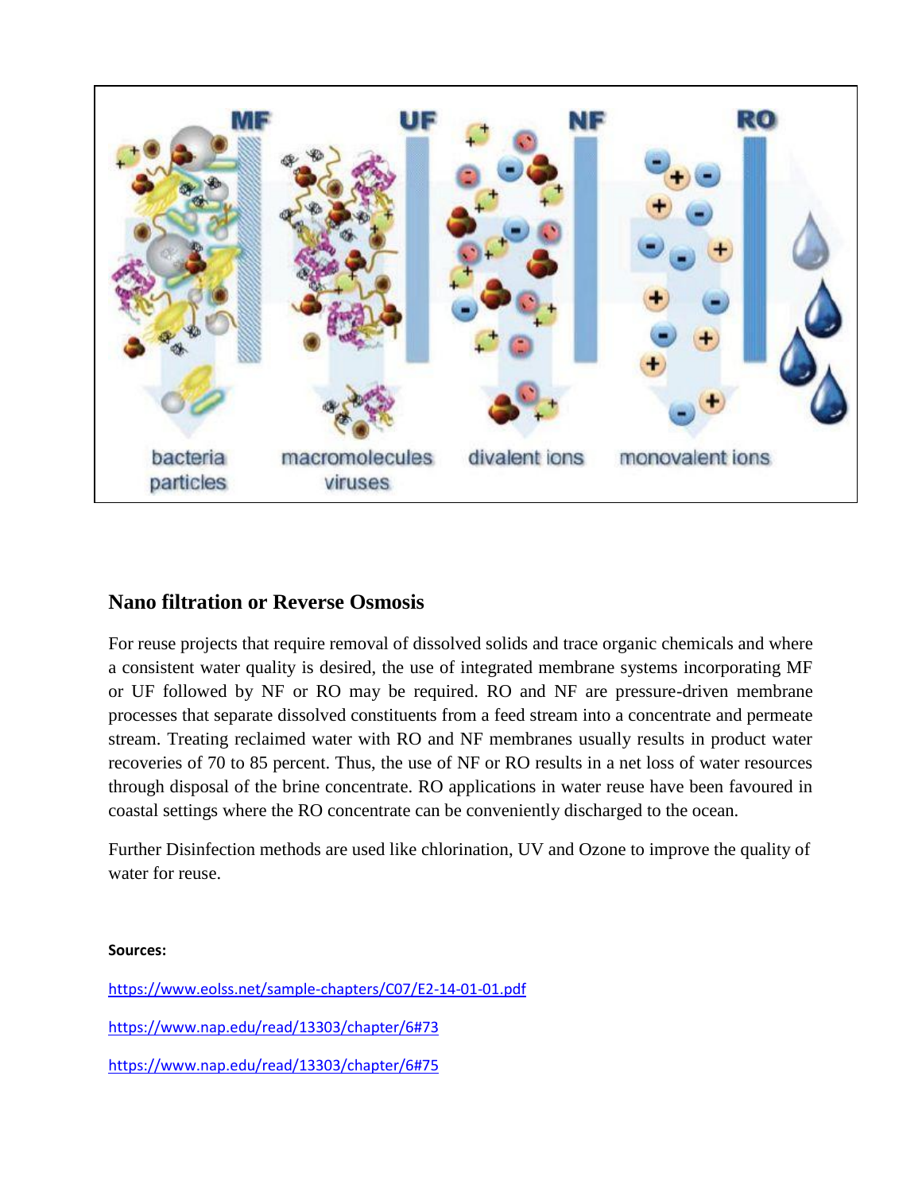MF UF NF RO

bacteria particles

macromolecules viruses

divalent ions

monovalent ions

## Nano filtration or Reverse Osmosis

For reuse projects that require removal of dissolved solids and trace organic chemicals and where a consistent water quality is desired, the use of integrated membrane systems incorporating MF or UF followed by NF or RO may be required. RO and NF are pressure-driven membrane processes that separate dissolved constituents from a feed stream into a concentrate and permeate stream. Treating reclaimed water with RO and NF membranes usually results in product water recoveries of 70 to 85 percent. Thus, the use of NF or RO results in a net loss of water resources through disposal of the brine concentrate. RO applications in water reuse have been favoured in coastal settings where the RO concentrate can be conveniently discharged to the ocean.

Further Disinfection methods are used like chlorination, UV and Ozone to improve the quality of water for reuse.

**Sources:**

https://www.eolss.net/sample-chapters/C07/E2-14-01-01.pdf

https://www.nap.edu/read/13303/chapter/6#73

https://www.nap.edu/read/13303/chapter/6#75